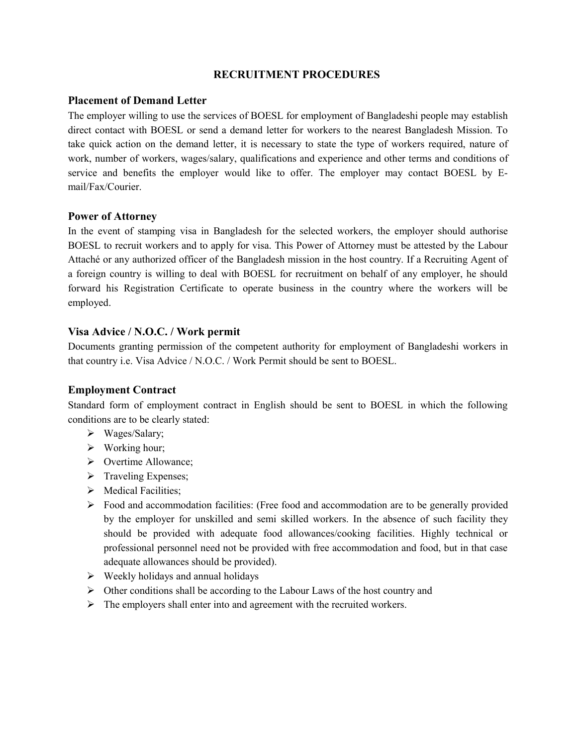# RECRUITMENT PROCEDURES

## Placement of Demand Letter

The employer willing to use the services of BOESL for employment of Bangladeshi people may establish direct contact with BOESL or send a demand letter for workers to the nearest Bangladesh Mission. To take quick action on the demand letter, it is necessary to state the type of workers required, nature of work, number of workers, wages/salary, qualifications and experience and other terms and conditions of service and benefits the employer would like to offer. The employer may contact BOESL by E-mail/Fax/Courier.

## Power of Attorney

In the event of stamping visa in Bangladesh for the selected workers, the employer should authorise BOESL to recruit workers and to apply for visa. This Power of Attorney must be attested by the Labour Attaché or any authorized officer of the Bangladesh mission in the host country. If a Recruiting Agent of a foreign country is willing to deal with BOESL for recruitment on behalf of any employer, he should forward his Registration Certificate to operate business in the country where the workers will be employed.

## Visa Advice / N.O.C. / Work permit

Documents granting permission of the competent authority for employment of Bangladeshi workers in that country i.e. Visa Advice / N.O.C. / Work Permit should be sent to BOESL.

## Employment Contract

Standard form of employment contract in English should be sent to BOESL in which the following conditions are to be clearly stated:

- Wages/Salary;
- Working hour;
- Overtime Allowance;
- Traveling Expenses;
- Medical Facilities;
- Food and accommodation facilities: (Free food and accommodation are to be generally provided by the employer for unskilled and semi skilled workers. In the absence of such facility they should be provided with adequate food allowances/cooking facilities. Highly technical or professional personnel need not be provided with free accommodation and food, but in that case adequate allowances should be provided).
- Weekly holidays and annual holidays
- Other conditions shall be according to the Labour Laws of the host country and
- The employers shall enter into and agreement with the recruited workers.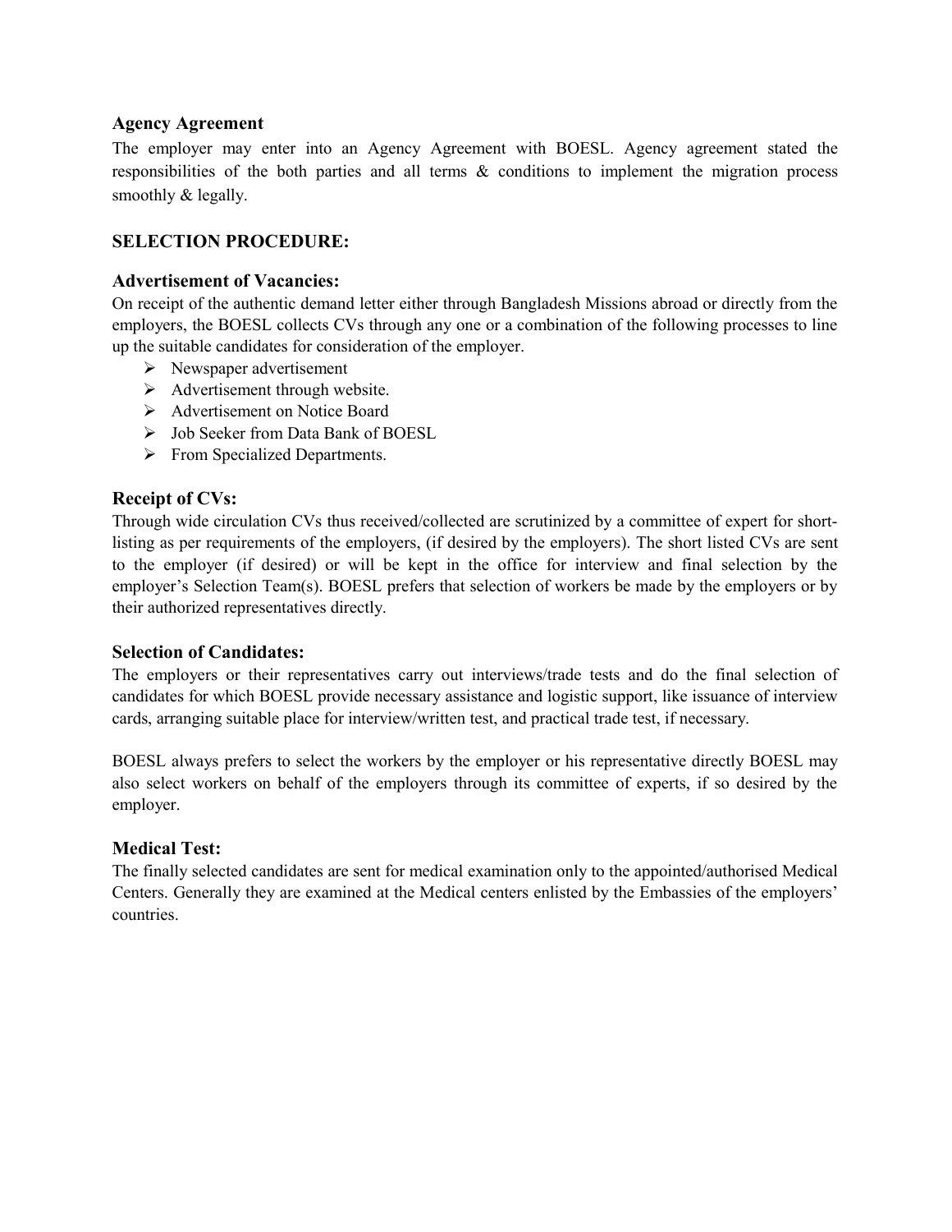### Agency Agreement

The employer may enter into an Agency Agreement with BOESL. Agency agreement stated the responsibilities of the both parties and all terms & conditions to implement the migration process smoothly & legally.

## SELECTION PROCEDURE:

### Advertisement of Vacancies:

On receipt of the authentic demand letter either through Bangladesh Missions abroad or directly from the employers, the BOESL collects CVs through any one or a combination of the following processes to line up the suitable candidates for consideration of the employer.

- Newspaper advertisement
- Advertisement through website.
- Advertisement on Notice Board
- Job Seeker from Data Bank of BOESL
- From Specialized Departments.

### Receipt of CVs:

Through wide circulation CVs thus received/collected are scrutinized by a committee of expert for short-listing as per requirements of the employers, (if desired by the employers). The short listed CVs are sent to the employer (if desired) or will be kept in the office for interview and final selection by the employer's Selection Team(s). BOESL prefers that selection of workers be made by the employers or by their authorized representatives directly.

### Selection of Candidates:

The employers or their representatives carry out interviews/trade tests and do the final selection of candidates for which BOESL provide necessary assistance and logistic support, like issuance of interview cards, arranging suitable place for interview/written test, and practical trade test, if necessary.

BOESL always prefers to select the workers by the employer or his representative directly BOESL may also select workers on behalf of the employers through its committee of experts, if so desired by the employer.

### Medical Test:

The finally selected candidates are sent for medical examination only to the appointed/authorised Medical Centers. Generally they are examined at the Medical centers enlisted by the Embassies of the employers' countries.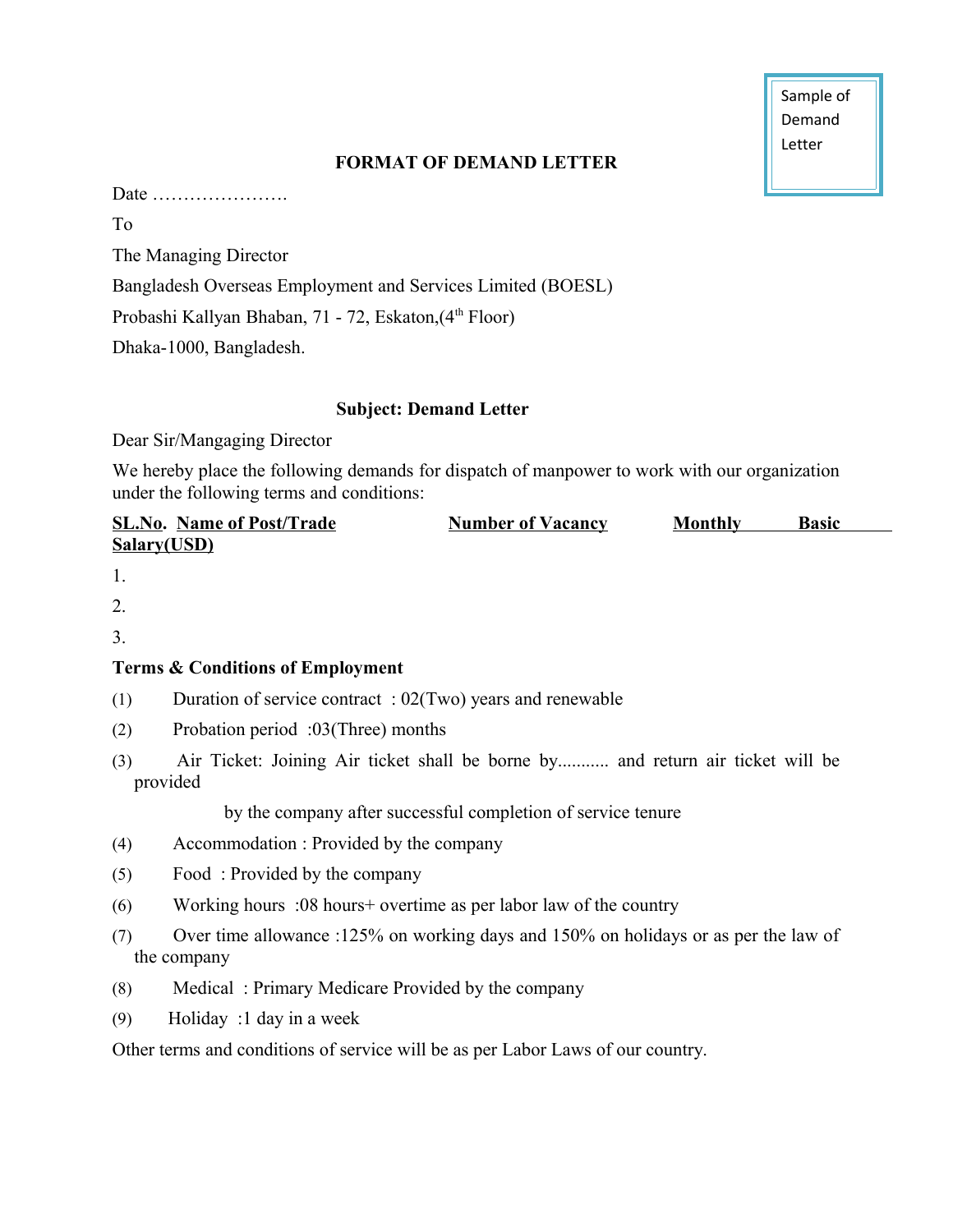Sample of Demand Letter

## FORMAT OF DEMAND LETTER

Date ………………….

To

The Managing Director

Bangladesh Overseas Employment and Services Limited (BOESL)

Probashi Kallyan Bhaban, 71 - 72, Eskaton,(4th Floor)

Dhaka-1000, Bangladesh.

**Subject: Demand Letter**

Dear Sir/Mangaging Director

We hereby place the following demands for dispatch of manpower to work with our organization under the following terms and conditions:

| SL.No. | Name of Post/Trade | Number of Vacancy | Monthly Basic Salary(USD) |
|---|---|---|---|
| 1. | | | |
| 2. | | | |
| 3. | | | |

**Terms & Conditions of Employment**

(1) Duration of service contract : 02(Two) years and renewable

(2) Probation period :03(Three) months

(3) Air Ticket: Joining Air ticket shall be borne by........... and return air ticket will be provided by the company after successful completion of service tenure

(4) Accommodation : Provided by the company

(5) Food : Provided by the company

(6) Working hours :08 hours+ overtime as per labor law of the country

(7) Over time allowance :125% on working days and 150% on holidays or as per the law of the company

(8) Medical : Primary Medicare Provided by the company

(9) Holiday :1 day in a week

Other terms and conditions of service will be as per Labor Laws of our country.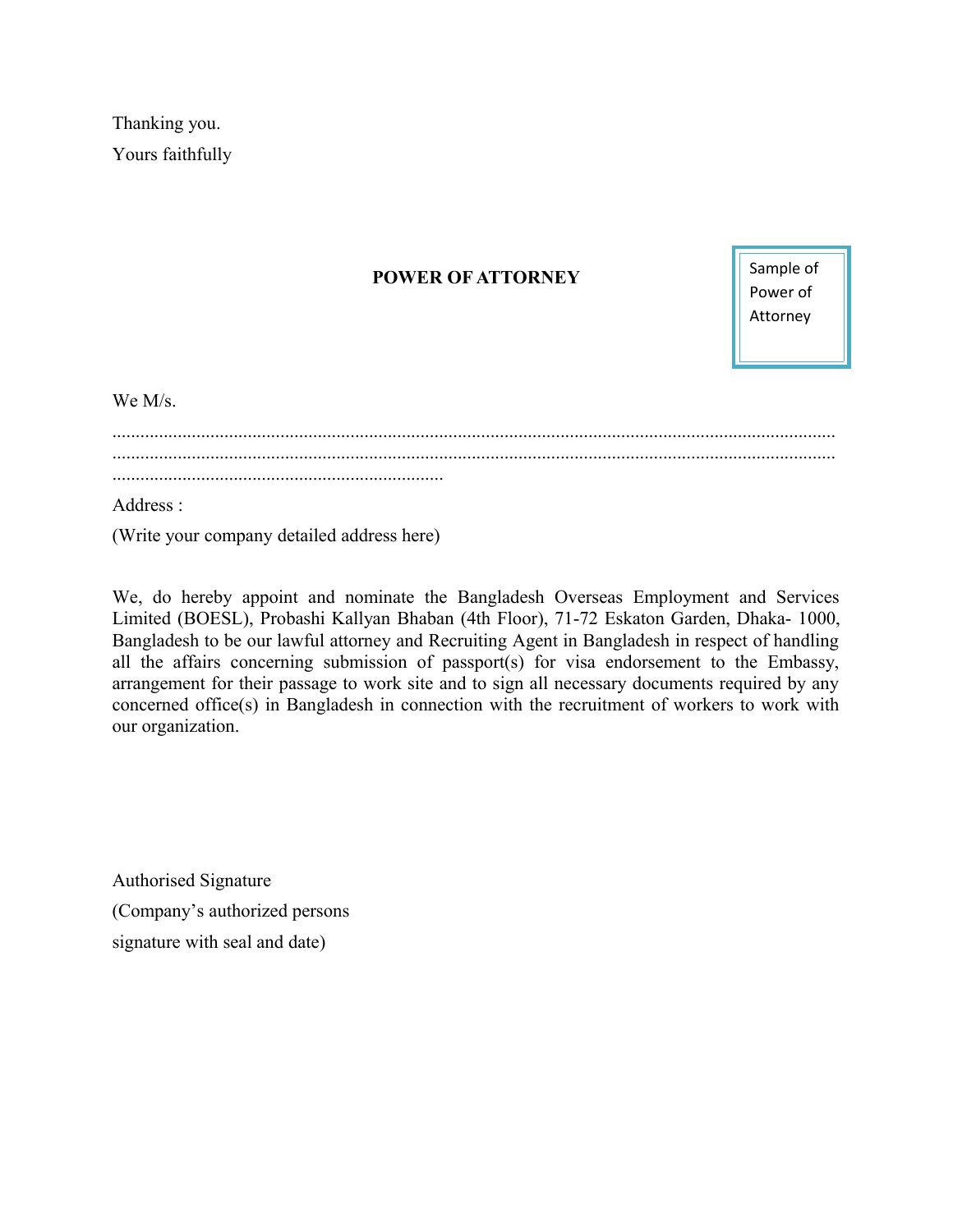Thanking you.

Yours faithfully

## POWER OF ATTORNEY

Sample of Power of Attorney

We M/s.

.....................................................................................................................................................
.....................................................................................................................................................
.......................................................................

Address :

(Write your company detailed address here)

We, do hereby appoint and nominate the Bangladesh Overseas Employment and Services Limited (BOESL), Probashi Kallyan Bhaban (4th Floor), 71-72 Eskaton Garden, Dhaka- 1000, Bangladesh to be our lawful attorney and Recruiting Agent in Bangladesh in respect of handling all the affairs concerning submission of passport(s) for visa endorsement to the Embassy, arrangement for their passage to work site and to sign all necessary documents required by any concerned office(s) in Bangladesh in connection with the recruitment of workers to work with our organization.

Authorised Signature

(Company's authorized persons

signature with seal and date)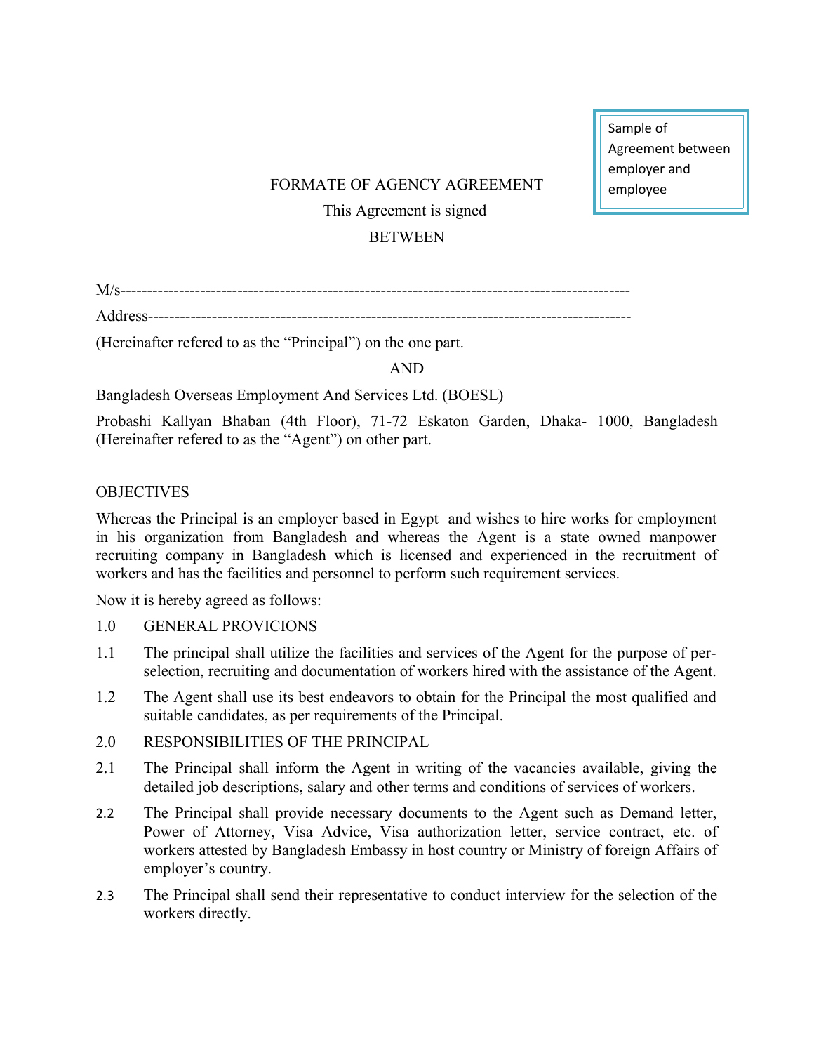Sample of Agreement between employer and employee

FORMATE OF AGENCY AGREEMENT

This Agreement is signed

BETWEEN

M/s--------------------------------------------------------------------------------------------------

Address-----------------------------------------------------------------------------------------------

(Hereinafter refered to as the "Principal") on the one part.

AND

Bangladesh Overseas Employment And Services Ltd. (BOESL)

Probashi Kallyan Bhaban (4th Floor), 71-72 Eskaton Garden, Dhaka- 1000, Bangladesh (Hereinafter refered to as the "Agent") on other part.

OBJECTIVES

Whereas the Principal is an employer based in Egypt and wishes to hire works for employment in his organization from Bangladesh and whereas the Agent is a state owned manpower recruiting company in Bangladesh which is licensed and experienced in the recruitment of workers and has the facilities and personnel to perform such requirement services.

Now it is hereby agreed as follows:

1.0 GENERAL PROVICIONS

1.1 The principal shall utilize the facilities and services of the Agent for the purpose of per-selection, recruiting and documentation of workers hired with the assistance of the Agent.

1.2 The Agent shall use its best endeavors to obtain for the Principal the most qualified and suitable candidates, as per requirements of the Principal.

2.0 RESPONSIBILITIES OF THE PRINCIPAL

2.1 The Principal shall inform the Agent in writing of the vacancies available, giving the detailed job descriptions, salary and other terms and conditions of services of workers.

2.2 The Principal shall provide necessary documents to the Agent such as Demand letter, Power of Attorney, Visa Advice, Visa authorization letter, service contract, etc. of workers attested by Bangladesh Embassy in host country or Ministry of foreign Affairs of employer's country.

2.3 The Principal shall send their representative to conduct interview for the selection of the workers directly.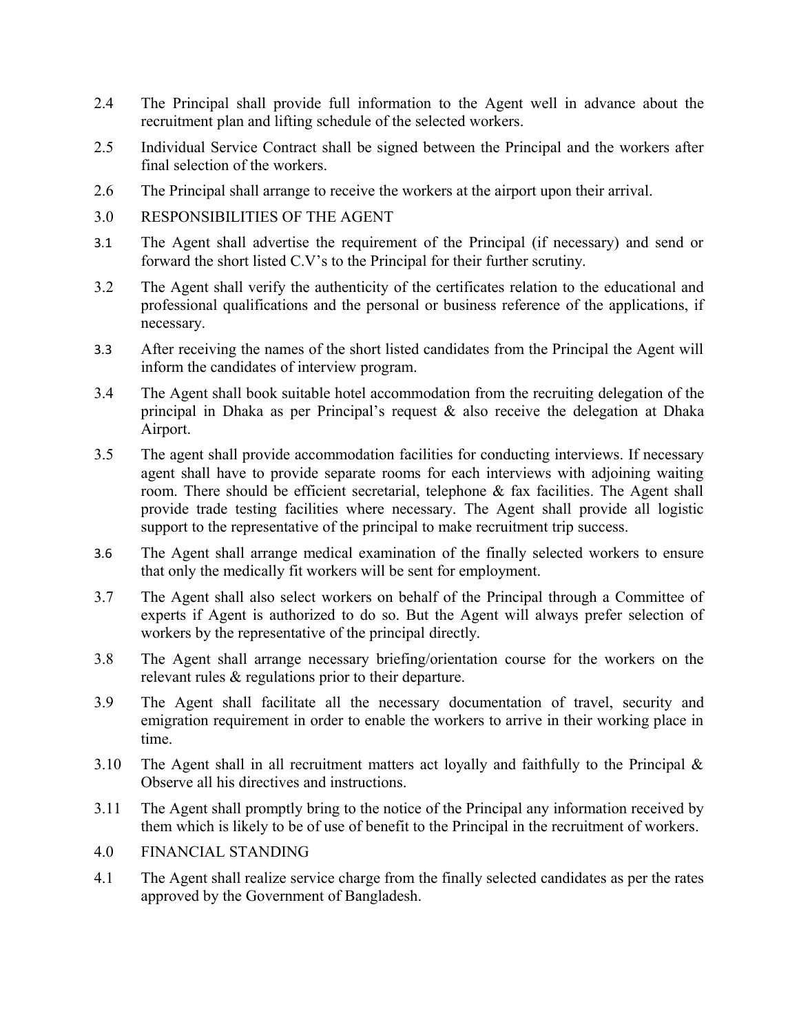2.4 The Principal shall provide full information to the Agent well in advance about the recruitment plan and lifting schedule of the selected workers.

2.5 Individual Service Contract shall be signed between the Principal and the workers after final selection of the workers.

2.6 The Principal shall arrange to receive the workers at the airport upon their arrival.

3.0 RESPONSIBILITIES OF THE AGENT

3.1 The Agent shall advertise the requirement of the Principal (if necessary) and send or forward the short listed C.V's to the Principal for their further scrutiny.

3.2 The Agent shall verify the authenticity of the certificates relation to the educational and professional qualifications and the personal or business reference of the applications, if necessary.

3.3 After receiving the names of the short listed candidates from the Principal the Agent will inform the candidates of interview program.

3.4 The Agent shall book suitable hotel accommodation from the recruiting delegation of the principal in Dhaka as per Principal's request & also receive the delegation at Dhaka Airport.

3.5 The agent shall provide accommodation facilities for conducting interviews. If necessary agent shall have to provide separate rooms for each interviews with adjoining waiting room. There should be efficient secretarial, telephone & fax facilities. The Agent shall provide trade testing facilities where necessary. The Agent shall provide all logistic support to the representative of the principal to make recruitment trip success.

3.6 The Agent shall arrange medical examination of the finally selected workers to ensure that only the medically fit workers will be sent for employment.

3.7 The Agent shall also select workers on behalf of the Principal through a Committee of experts if Agent is authorized to do so. But the Agent will always prefer selection of workers by the representative of the principal directly.

3.8 The Agent shall arrange necessary briefing/orientation course for the workers on the relevant rules & regulations prior to their departure.

3.9 The Agent shall facilitate all the necessary documentation of travel, security and emigration requirement in order to enable the workers to arrive in their working place in time.

3.10 The Agent shall in all recruitment matters act loyally and faithfully to the Principal & Observe all his directives and instructions.

3.11 The Agent shall promptly bring to the notice of the Principal any information received by them which is likely to be of use of benefit to the Principal in the recruitment of workers.

4.0 FINANCIAL STANDING

4.1 The Agent shall realize service charge from the finally selected candidates as per the rates approved by the Government of Bangladesh.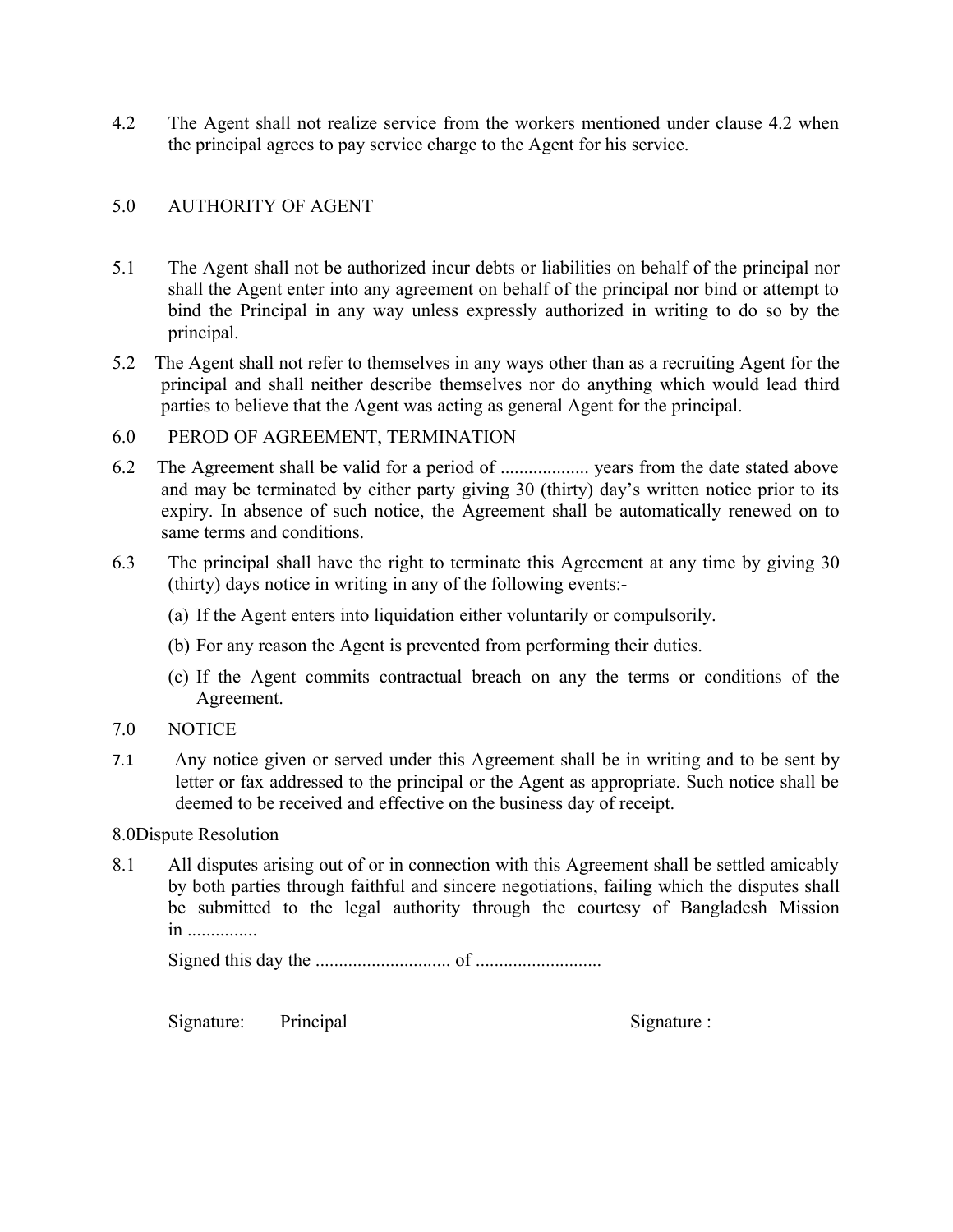4.2 The Agent shall not realize service from the workers mentioned under clause 4.2 when the principal agrees to pay service charge to the Agent for his service.

5.0 AUTHORITY OF AGENT

5.1 The Agent shall not be authorized incur debts or liabilities on behalf of the principal nor shall the Agent enter into any agreement on behalf of the principal nor bind or attempt to bind the Principal in any way unless expressly authorized in writing to do so by the principal.

5.2 The Agent shall not refer to themselves in any ways other than as a recruiting Agent for the principal and shall neither describe themselves nor do anything which would lead third parties to believe that the Agent was acting as general Agent for the principal.

6.0 PEROD OF AGREEMENT, TERMINATION

6.2 The Agreement shall be valid for a period of ................... years from the date stated above and may be terminated by either party giving 30 (thirty) day's written notice prior to its expiry. In absence of such notice, the Agreement shall be automatically renewed on to same terms and conditions.

6.3 The principal shall have the right to terminate this Agreement at any time by giving 30 (thirty) days notice in writing in any of the following events:-

(a) If the Agent enters into liquidation either voluntarily or compulsorily.

(b) For any reason the Agent is prevented from performing their duties.

(c) If the Agent commits contractual breach on any the terms or conditions of the Agreement.

7.0 NOTICE

7.1 Any notice given or served under this Agreement shall be in writing and to be sent by letter or fax addressed to the principal or the Agent as appropriate. Such notice shall be deemed to be received and effective on the business day of receipt.

8.0Dispute Resolution

8.1 All disputes arising out of or in connection with this Agreement shall be settled amicably by both parties through faithful and sincere negotiations, failing which the disputes shall be submitted to the legal authority through the courtesy of Bangladesh Mission in ...............

Signed this day the ............................ of ..........................

Signature: Principal Signature :